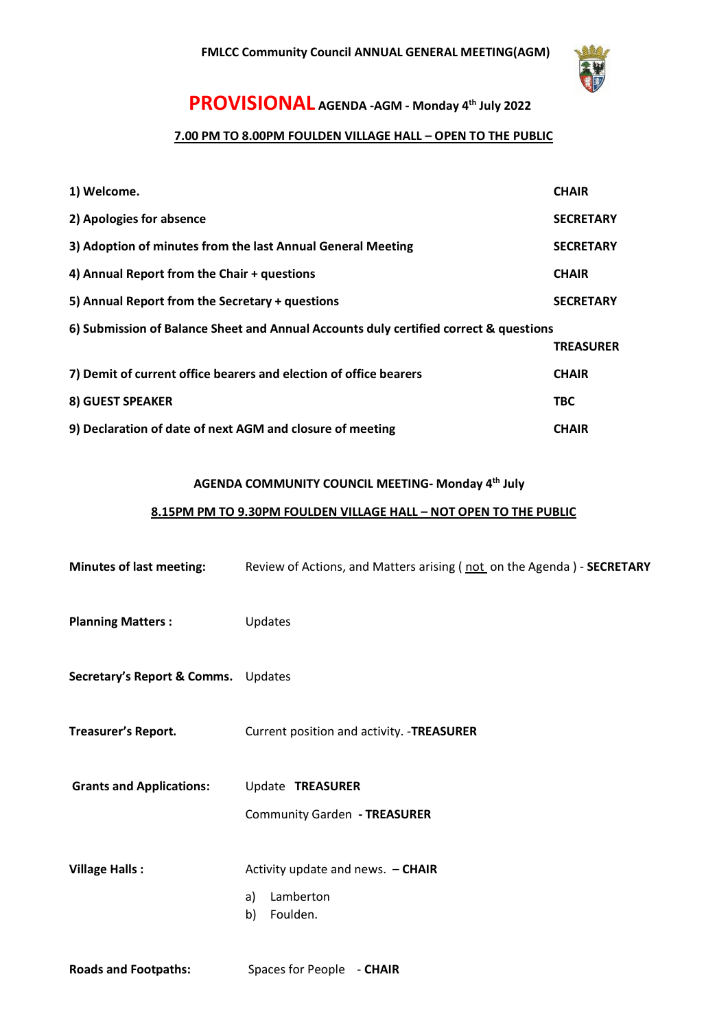**FMLCC Community Council ANNUAL GENERAL MEETING(AGM)**

# PROVISIONAL AGENDA -AGM - Monday 4th July 2022

**7.00 PM TO 8.00PM FOULDEN VILLAGE HALL – OPEN TO THE PUBLIC**

| | |
|---|---|
| **1) Welcome.** | **CHAIR** |
| **2) Apologies for absence** | **SECRETARY** |
| **3) Adoption of minutes from the last Annual General Meeting** | **SECRETARY** |
| **4) Annual Report from the Chair + questions** | **CHAIR** |
| **5) Annual Report from the Secretary + questions** | **SECRETARY** |
| **6) Submission of Balance Sheet and Annual Accounts duly certified correct & questions** | **TREASURER** |
| **7) Demit of current office bearers and election of office bearers** | **CHAIR** |
| **8) GUEST SPEAKER** | **TBC** |
| **9) Declaration of date of next AGM and closure of meeting** | **CHAIR** |

## AGENDA COMMUNITY COUNCIL MEETING- Monday 4th July

**8.15PM PM TO 9.30PM FOULDEN VILLAGE HALL – NOT OPEN TO THE PUBLIC**

| | |
|---|---|
| **Minutes of last meeting:** | Review of Actions, and Matters arising ( not on the Agenda ) - **SECRETARY** |
| **Planning Matters :** | Updates |
| **Secretary's Report & Comms.** | Updates |
| **Treasurer's Report.** | Current position and activity. -**TREASURER** |
| **Grants and Applications:** | Update **TREASURER**<br>Community Garden - **TREASURER** |
| **Village Halls :** | Activity update and news. – **CHAIR**<br>a) Lamberton<br>b) Foulden. |
| **Roads and Footpaths:** | Spaces for People - **CHAIR** |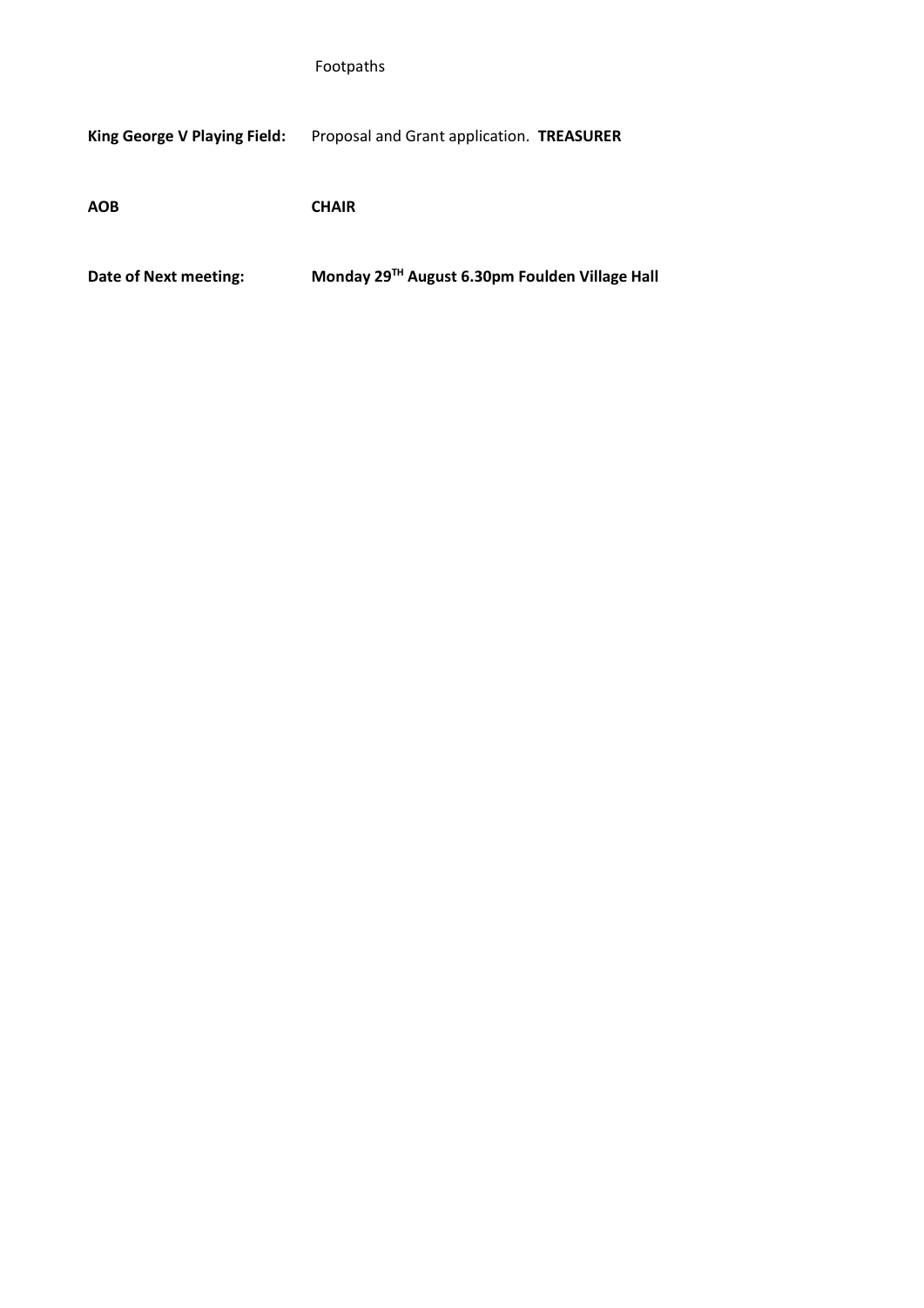Footpaths

| | |
|---|---|
| **King George V Playing Field:** | Proposal and Grant application. **TREASURER** |
| **AOB** | **CHAIR** |
| **Date of Next meeting:** | **Monday 29TH August 6.30pm Foulden Village Hall** |